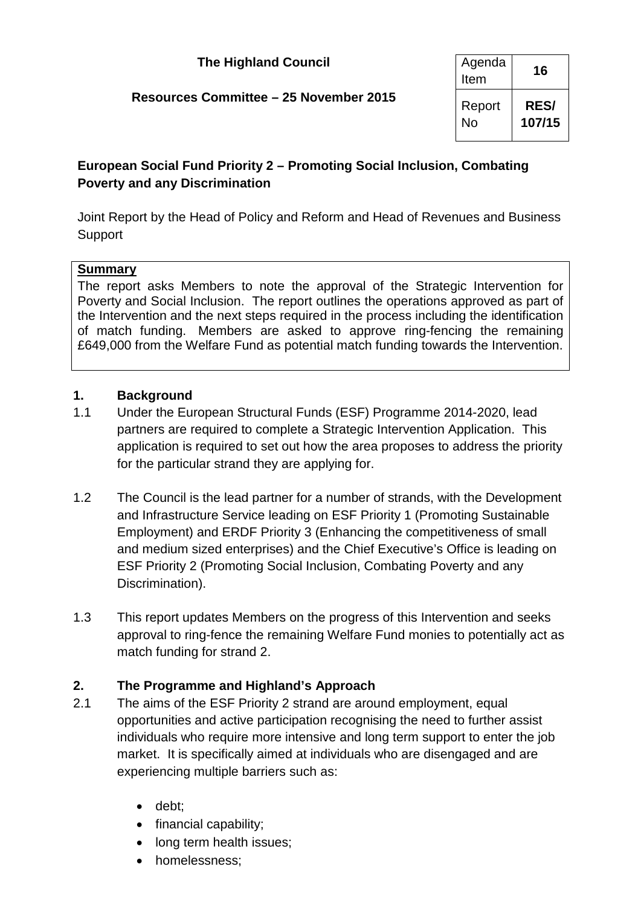**The Highland Council**

**Resources Committee – 25 November 2015**

| Agenda Item | **16** |
|---|---|
| Report No | **RES/ 107/15** |

## European Social Fund Priority 2 – Promoting Social Inclusion, Combating Poverty and any Discrimination

Joint Report by the Head of Policy and Reform and Head of Revenues and Business Support

**Summary**

The report asks Members to note the approval of the Strategic Intervention for Poverty and Social Inclusion. The report outlines the operations approved as part of the Intervention and the next steps required in the process including the identification of match funding. Members are asked to approve ring-fencing the remaining £649,000 from the Welfare Fund as potential match funding towards the Intervention.

### 1. Background

1.1 Under the European Structural Funds (ESF) Programme 2014-2020, lead partners are required to complete a Strategic Intervention Application. This application is required to set out how the area proposes to address the priority for the particular strand they are applying for.

1.2 The Council is the lead partner for a number of strands, with the Development and Infrastructure Service leading on ESF Priority 1 (Promoting Sustainable Employment) and ERDF Priority 3 (Enhancing the competitiveness of small and medium sized enterprises) and the Chief Executive's Office is leading on ESF Priority 2 (Promoting Social Inclusion, Combating Poverty and any Discrimination).

1.3 This report updates Members on the progress of this Intervention and seeks approval to ring-fence the remaining Welfare Fund monies to potentially act as match funding for strand 2.

### 2. The Programme and Highland's Approach

2.1 The aims of the ESF Priority 2 strand are around employment, equal opportunities and active participation recognising the need to further assist individuals who require more intensive and long term support to enter the job market. It is specifically aimed at individuals who are disengaged and are experiencing multiple barriers such as:

- debt;
- financial capability;
- long term health issues;
- homelessness;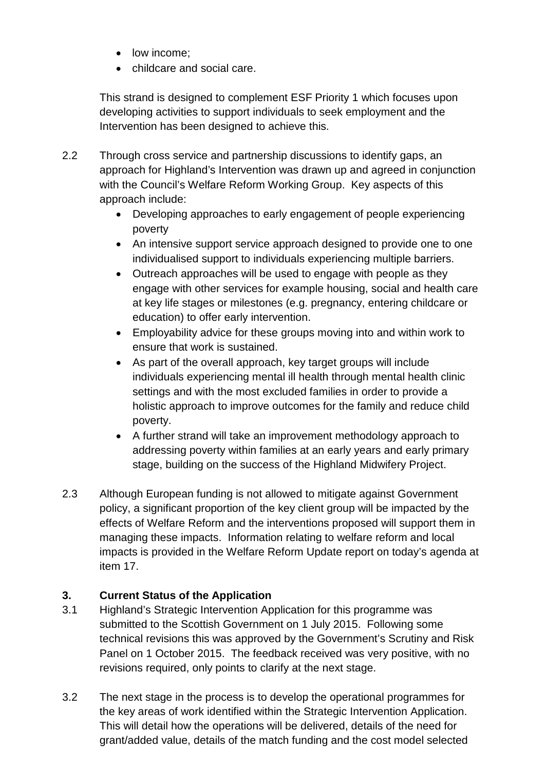- low income;
- childcare and social care.

This strand is designed to complement ESF Priority 1 which focuses upon developing activities to support individuals to seek employment and the Intervention has been designed to achieve this.

2.2 Through cross service and partnership discussions to identify gaps, an approach for Highland's Intervention was drawn up and agreed in conjunction with the Council's Welfare Reform Working Group. Key aspects of this approach include:

- Developing approaches to early engagement of people experiencing poverty
- An intensive support service approach designed to provide one to one individualised support to individuals experiencing multiple barriers.
- Outreach approaches will be used to engage with people as they engage with other services for example housing, social and health care at key life stages or milestones (e.g. pregnancy, entering childcare or education) to offer early intervention.
- Employability advice for these groups moving into and within work to ensure that work is sustained.
- As part of the overall approach, key target groups will include individuals experiencing mental ill health through mental health clinic settings and with the most excluded families in order to provide a holistic approach to improve outcomes for the family and reduce child poverty.
- A further strand will take an improvement methodology approach to addressing poverty within families at an early years and early primary stage, building on the success of the Highland Midwifery Project.

2.3 Although European funding is not allowed to mitigate against Government policy, a significant proportion of the key client group will be impacted by the effects of Welfare Reform and the interventions proposed will support them in managing these impacts. Information relating to welfare reform and local impacts is provided in the Welfare Reform Update report on today's agenda at item 17.

## 3. Current Status of the Application

3.1 Highland's Strategic Intervention Application for this programme was submitted to the Scottish Government on 1 July 2015. Following some technical revisions this was approved by the Government's Scrutiny and Risk Panel on 1 October 2015. The feedback received was very positive, with no revisions required, only points to clarify at the next stage.

3.2 The next stage in the process is to develop the operational programmes for the key areas of work identified within the Strategic Intervention Application. This will detail how the operations will be delivered, details of the need for grant/added value, details of the match funding and the cost model selected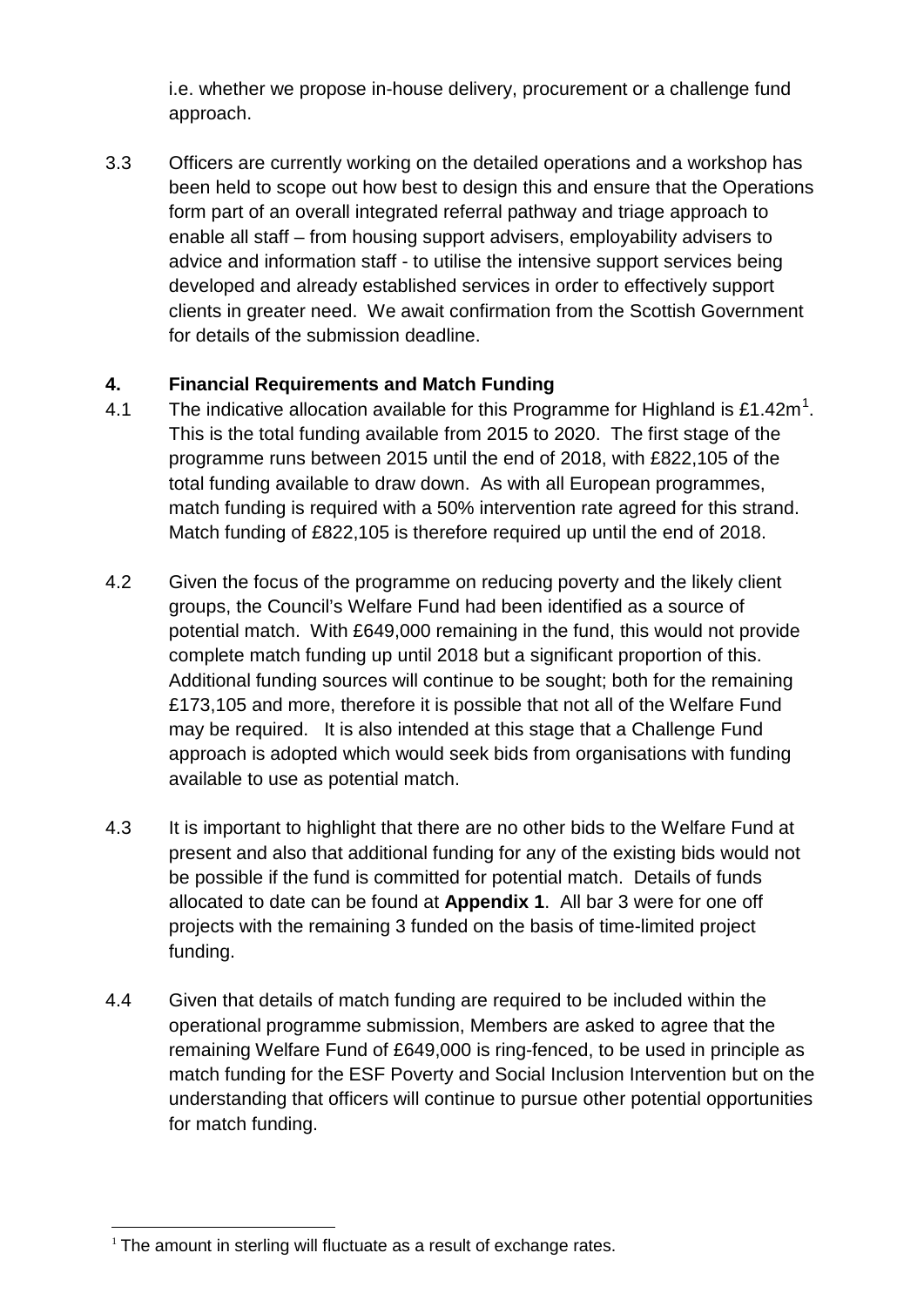i.e. whether we propose in-house delivery, procurement or a challenge fund approach.

3.3 Officers are currently working on the detailed operations and a workshop has been held to scope out how best to design this and ensure that the Operations form part of an overall integrated referral pathway and triage approach to enable all staff – from housing support advisers, employability advisers to advice and information staff - to utilise the intensive support services being developed and already established services in order to effectively support clients in greater need. We await confirmation from the Scottish Government for details of the submission deadline.

## 4. Financial Requirements and Match Funding

4.1 The indicative allocation available for this Programme for Highland is £1.42m[1]. This is the total funding available from 2015 to 2020. The first stage of the programme runs between 2015 until the end of 2018, with £822,105 of the total funding available to draw down. As with all European programmes, match funding is required with a 50% intervention rate agreed for this strand. Match funding of £822,105 is therefore required up until the end of 2018.

4.2 Given the focus of the programme on reducing poverty and the likely client groups, the Council's Welfare Fund had been identified as a source of potential match. With £649,000 remaining in the fund, this would not provide complete match funding up until 2018 but a significant proportion of this. Additional funding sources will continue to be sought; both for the remaining £173,105 and more, therefore it is possible that not all of the Welfare Fund may be required. It is also intended at this stage that a Challenge Fund approach is adopted which would seek bids from organisations with funding available to use as potential match.

4.3 It is important to highlight that there are no other bids to the Welfare Fund at present and also that additional funding for any of the existing bids would not be possible if the fund is committed for potential match. Details of funds allocated to date can be found at **Appendix 1**. All bar 3 were for one off projects with the remaining 3 funded on the basis of time-limited project funding.

4.4 Given that details of match funding are required to be included within the operational programme submission, Members are asked to agree that the remaining Welfare Fund of £649,000 is ring-fenced, to be used in principle as match funding for the ESF Poverty and Social Inclusion Intervention but on the understanding that officers will continue to pursue other potential opportunities for match funding.

[1] The amount in sterling will fluctuate as a result of exchange rates.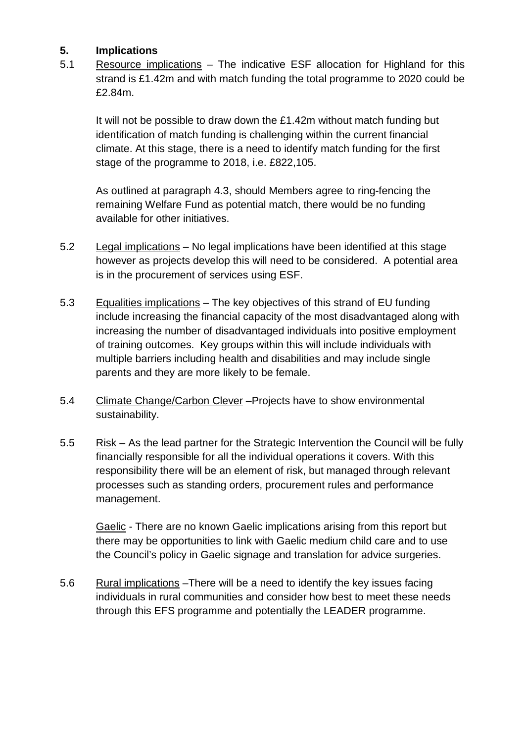## 5. Implications

5.1 Resource implications – The indicative ESF allocation for Highland for this strand is £1.42m and with match funding the total programme to 2020 could be £2.84m.

It will not be possible to draw down the £1.42m without match funding but identification of match funding is challenging within the current financial climate. At this stage, there is a need to identify match funding for the first stage of the programme to 2018, i.e. £822,105.

As outlined at paragraph 4.3, should Members agree to ring-fencing the remaining Welfare Fund as potential match, there would be no funding available for other initiatives.

5.2 Legal implications – No legal implications have been identified at this stage however as projects develop this will need to be considered. A potential area is in the procurement of services using ESF.

5.3 Equalities implications – The key objectives of this strand of EU funding include increasing the financial capacity of the most disadvantaged along with increasing the number of disadvantaged individuals into positive employment of training outcomes. Key groups within this will include individuals with multiple barriers including health and disabilities and may include single parents and they are more likely to be female.

5.4 Climate Change/Carbon Clever –Projects have to show environmental sustainability.

5.5 Risk – As the lead partner for the Strategic Intervention the Council will be fully financially responsible for all the individual operations it covers. With this responsibility there will be an element of risk, but managed through relevant processes such as standing orders, procurement rules and performance management.

Gaelic - There are no known Gaelic implications arising from this report but there may be opportunities to link with Gaelic medium child care and to use the Council's policy in Gaelic signage and translation for advice surgeries.

5.6 Rural implications –There will be a need to identify the key issues facing individuals in rural communities and consider how best to meet these needs through this EFS programme and potentially the LEADER programme.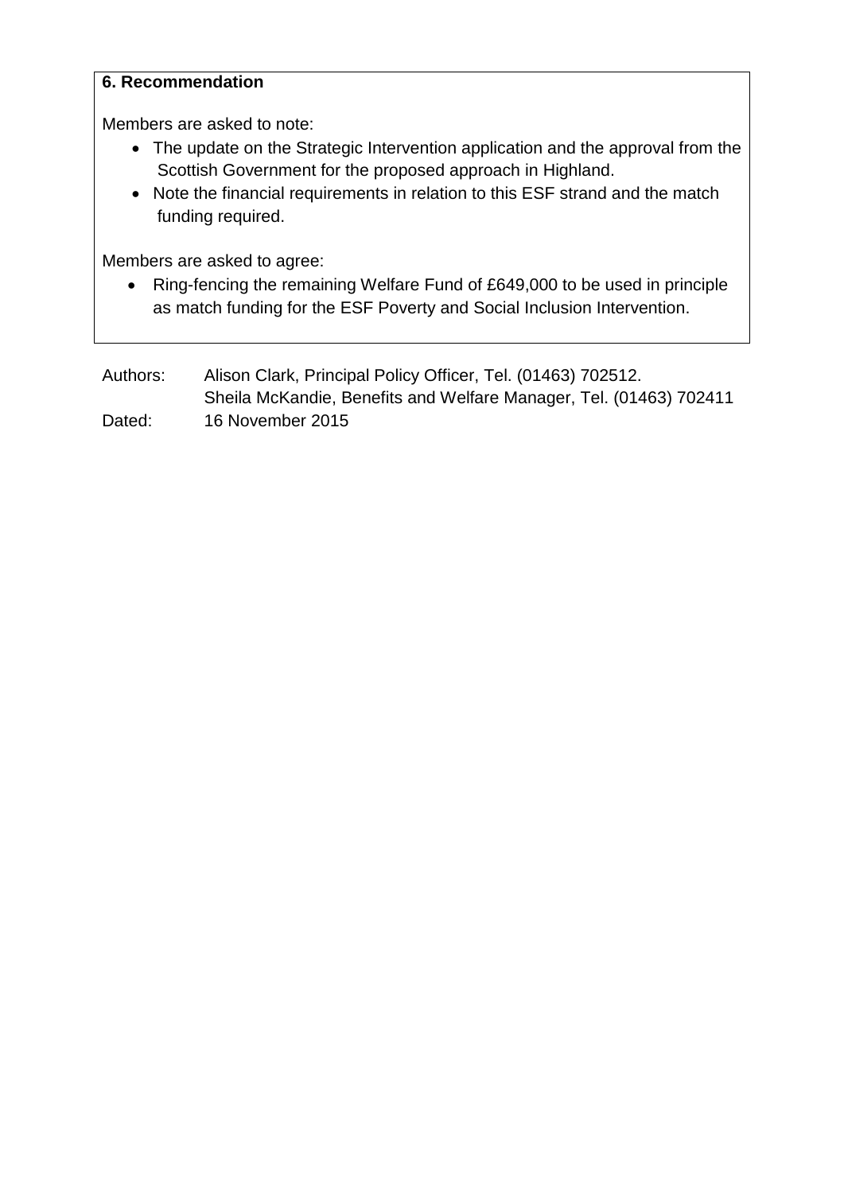## 6. Recommendation

Members are asked to note:

- The update on the Strategic Intervention application and the approval from the Scottish Government for the proposed approach in Highland.
- Note the financial requirements in relation to this ESF strand and the match funding required.

Members are asked to agree:

- Ring-fencing the remaining Welfare Fund of £649,000 to be used in principle as match funding for the ESF Poverty and Social Inclusion Intervention.

Authors: Alison Clark, Principal Policy Officer, Tel. (01463) 702512.
Sheila McKandie, Benefits and Welfare Manager, Tel. (01463) 702411

Dated: 16 November 2015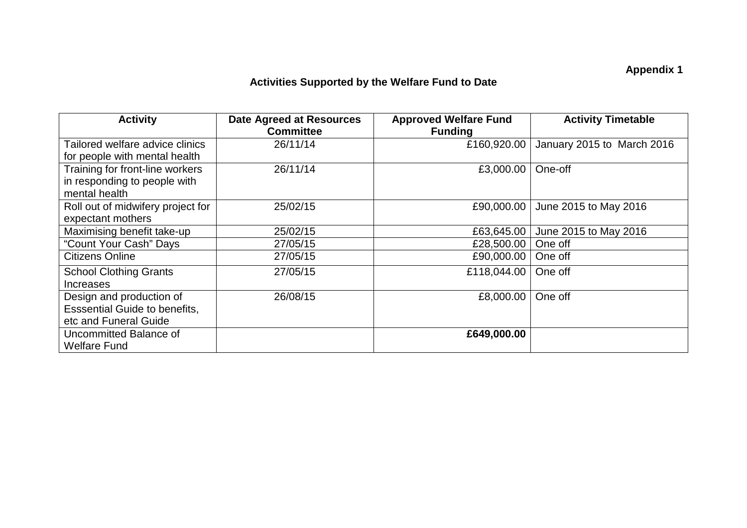**Appendix 1**

**Activities Supported by the Welfare Fund to Date**

| Activity | Date Agreed at Resources Committee | Approved Welfare Fund Funding | Activity Timetable |
|---|---|---|---|
| Tailored welfare advice clinics for people with mental health | 26/11/14 | £160,920.00 | January 2015 to March 2016 |
| Training for front-line workers in responding to people with mental health | 26/11/14 | £3,000.00 | One-off |
| Roll out of midwifery project for expectant mothers | 25/02/15 | £90,000.00 | June 2015 to May 2016 |
| Maximising benefit take-up | 25/02/15 | £63,645.00 | June 2015 to May 2016 |
| "Count Your Cash" Days | 27/05/15 | £28,500.00 | One off |
| Citizens Online | 27/05/15 | £90,000.00 | One off |
| School Clothing Grants Increases | 27/05/15 | £118,044.00 | One off |
| Design and production of Esssential Guide to benefits, etc and Funeral Guide | 26/08/15 | £8,000.00 | One off |
| Uncommitted Balance of Welfare Fund | | **£649,000.00** | |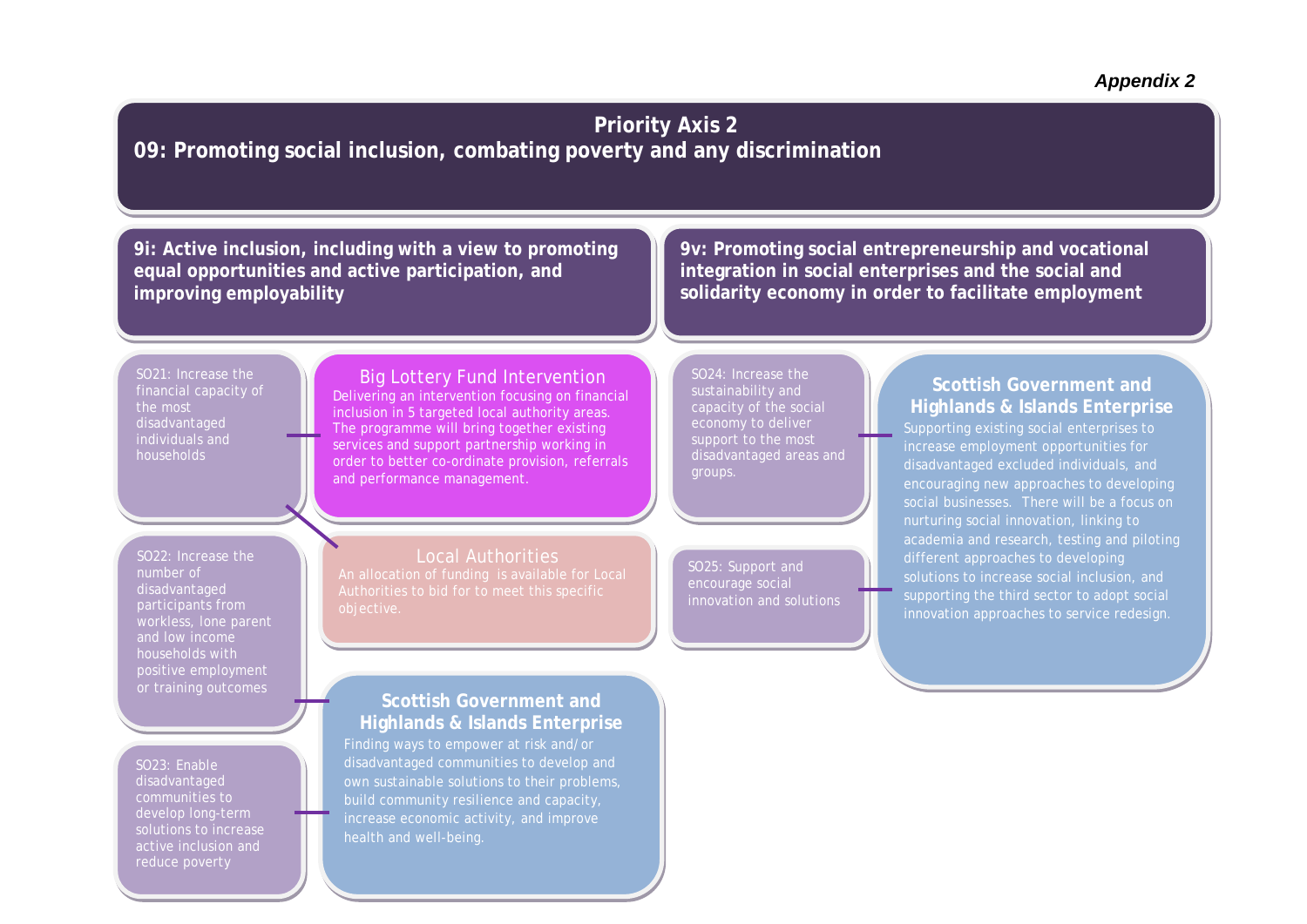*Appendix 2*

# Priority Axis 2
# 09: Promoting social inclusion, combating poverty and any discrimination

## 9i: Active inclusion, including with a view to promoting equal opportunities and active participation, and improving employability

SO21: Increase the financial capacity of the most disadvantaged individuals and households

### Big Lottery Fund Intervention

Delivering an intervention focusing on financial inclusion in 5 targeted local authority areas. The programme will bring together existing services and support partnership working in order to better co-ordinate provision, referrals and performance management.

### Local Authorities

An allocation of funding is available for Local Authorities to bid for to meet this specific objective.

SO22: Increase the number of disadvantaged participants from workless, lone parent and low income households with positive employment or training outcomes

SO23: Enable disadvantaged communities to develop long-term solutions to increase active inclusion and reduce poverty

### Scottish Government and Highlands & Islands Enterprise

Finding ways to empower at risk and/or disadvantaged communities to develop and own sustainable solutions to their problems, build community resilience and capacity, increase economic activity, and improve health and well-being.

## 9v: Promoting social entrepreneurship and vocational integration in social enterprises and the social and solidarity economy in order to facilitate employment

SO24: Increase the sustainability and capacity of the social economy to deliver support to the most disadvantaged areas and groups.

SO25: Support and encourage social innovation and solutions

### Scottish Government and Highlands & Islands Enterprise

Supporting existing social enterprises to increase employment opportunities for disadvantaged excluded individuals, and encouraging new approaches to developing social businesses. There will be a focus on nurturing social innovation, linking to academia and research, testing and piloting different approaches to developing solutions to increase social inclusion, and supporting the third sector to adopt social innovation approaches to service redesign.